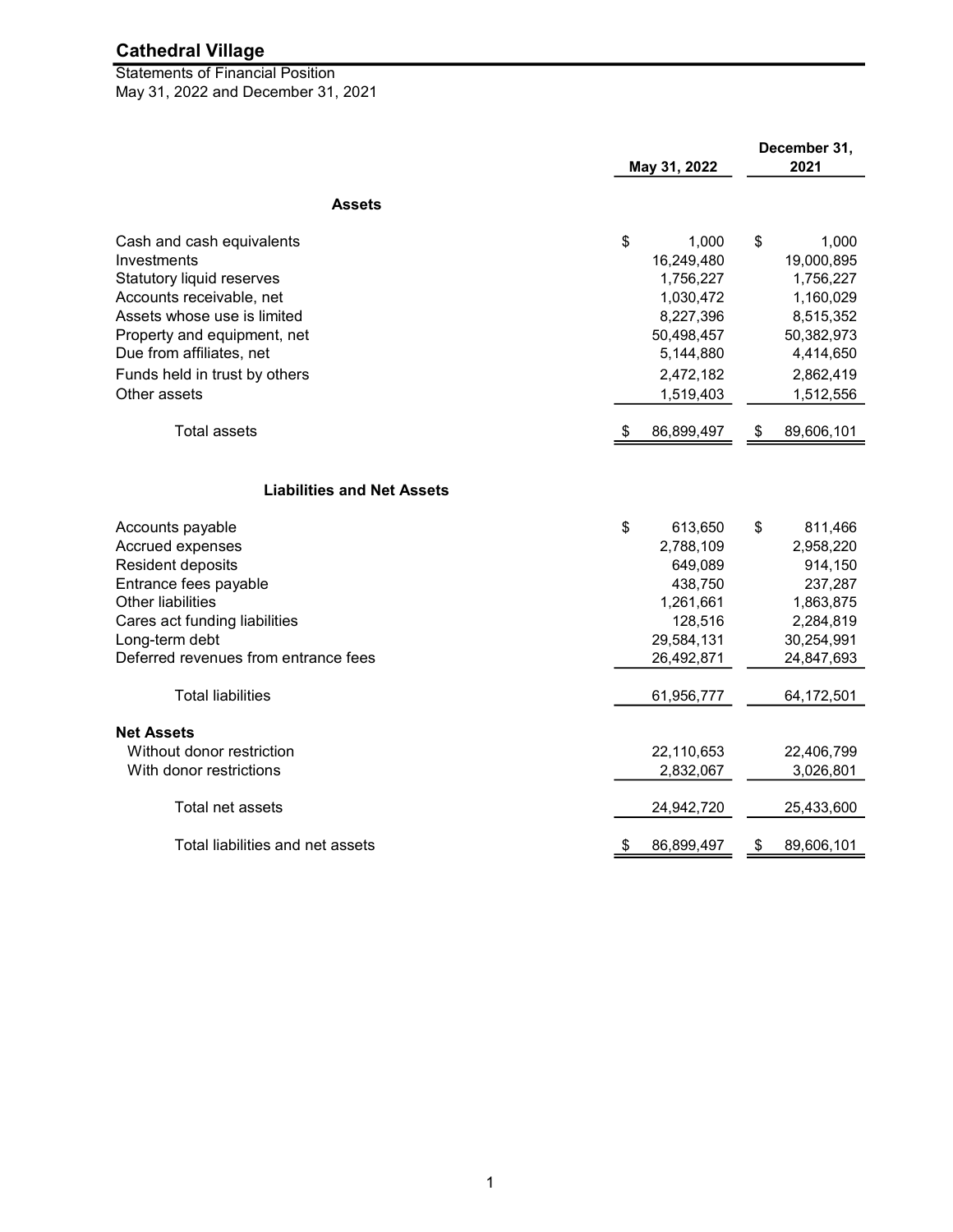# Cathedral Village

Statements of Financial Position
May 31, 2022 and December 31, 2021

| | May 31, 2022 | December 31, 2021 |
|---|---|---|
| **Assets** | | |
| Cash and cash equivalents | $ 1,000 | $ 1,000 |
| Investments | 16,249,480 | 19,000,895 |
| Statutory liquid reserves | 1,756,227 | 1,756,227 |
| Accounts receivable, net | 1,030,472 | 1,160,029 |
| Assets whose use is limited | 8,227,396 | 8,515,352 |
| Property and equipment, net | 50,498,457 | 50,382,973 |
| Due from affiliates, net | 5,144,880 | 4,414,650 |
| Funds held in trust by others | 2,472,182 | 2,862,419 |
| Other assets | 1,519,403 | 1,512,556 |
| Total assets | $ 86,899,497 | $ 89,606,101 |
| **Liabilities and Net Assets** | | |
| Accounts payable | $ 613,650 | $ 811,466 |
| Accrued expenses | 2,788,109 | 2,958,220 |
| Resident deposits | 649,089 | 914,150 |
| Entrance fees payable | 438,750 | 237,287 |
| Other liabilities | 1,261,661 | 1,863,875 |
| Cares act funding liabilities | 128,516 | 2,284,819 |
| Long-term debt | 29,584,131 | 30,254,991 |
| Deferred revenues from entrance fees | 26,492,871 | 24,847,693 |
| Total liabilities | 61,956,777 | 64,172,501 |
| **Net Assets** | | |
| Without donor restriction | 22,110,653 | 22,406,799 |
| With donor restrictions | 2,832,067 | 3,026,801 |
| Total net assets | 24,942,720 | 25,433,600 |
| Total liabilities and net assets | $ 86,899,497 | $ 89,606,101 |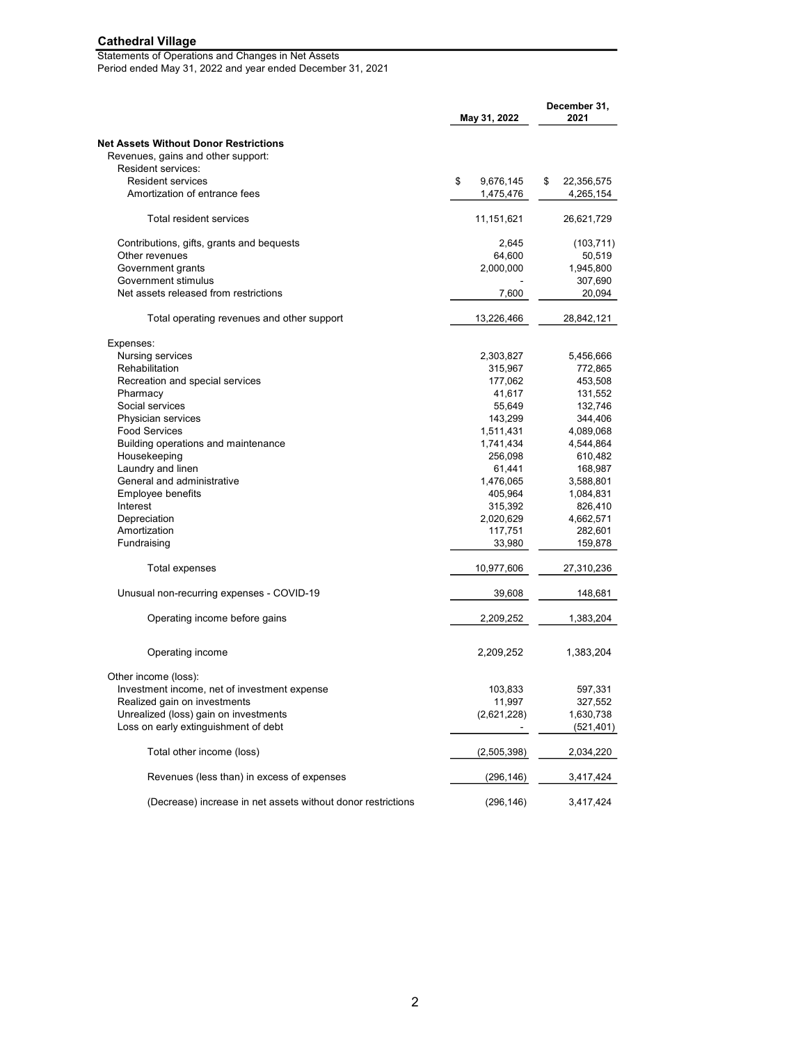## Cathedral Village

Statements of Operations and Changes in Net Assets
Period ended May 31, 2022 and year ended December 31, 2021

| | May 31, 2022 | December 31, 2021 |
|---|---|---|
| **Net Assets Without Donor Restrictions** | | |
| Revenues, gains and other support: | | |
| Resident services: | | |
| Resident services | $ 9,676,145 | $ 22,356,575 |
| Amortization of entrance fees | 1,475,476 | 4,265,154 |
| Total resident services | 11,151,621 | 26,621,729 |
| Contributions, gifts, grants and bequests | 2,645 | (103,711) |
| Other revenues | 64,600 | 50,519 |
| Government grants | 2,000,000 | 1,945,800 |
| Government stimulus | - | 307,690 |
| Net assets released from restrictions | 7,600 | 20,094 |
| Total operating revenues and other support | 13,226,466 | 28,842,121 |
| Expenses: | | |
| Nursing services | 2,303,827 | 5,456,666 |
| Rehabilitation | 315,967 | 772,865 |
| Recreation and special services | 177,062 | 453,508 |
| Pharmacy | 41,617 | 131,552 |
| Social services | 55,649 | 132,746 |
| Physician services | 143,299 | 344,406 |
| Food Services | 1,511,431 | 4,089,068 |
| Building operations and maintenance | 1,741,434 | 4,544,864 |
| Housekeeping | 256,098 | 610,482 |
| Laundry and linen | 61,441 | 168,987 |
| General and administrative | 1,476,065 | 3,588,801 |
| Employee benefits | 405,964 | 1,084,831 |
| Interest | 315,392 | 826,410 |
| Depreciation | 2,020,629 | 4,662,571 |
| Amortization | 117,751 | 282,601 |
| Fundraising | 33,980 | 159,878 |
| Total expenses | 10,977,606 | 27,310,236 |
| Unusual non-recurring expenses - COVID-19 | 39,608 | 148,681 |
| Operating income before gains | 2,209,252 | 1,383,204 |
| Operating income | 2,209,252 | 1,383,204 |
| Other income (loss): | | |
| Investment income, net of investment expense | 103,833 | 597,331 |
| Realized gain on investments | 11,997 | 327,552 |
| Unrealized (loss) gain on investments | (2,621,228) | 1,630,738 |
| Loss on early extinguishment of debt | - | (521,401) |
| Total other income (loss) | (2,505,398) | 2,034,220 |
| Revenues (less than) in excess of expenses | (296,146) | 3,417,424 |
| (Decrease) increase in net assets without donor restrictions | (296,146) | 3,417,424 |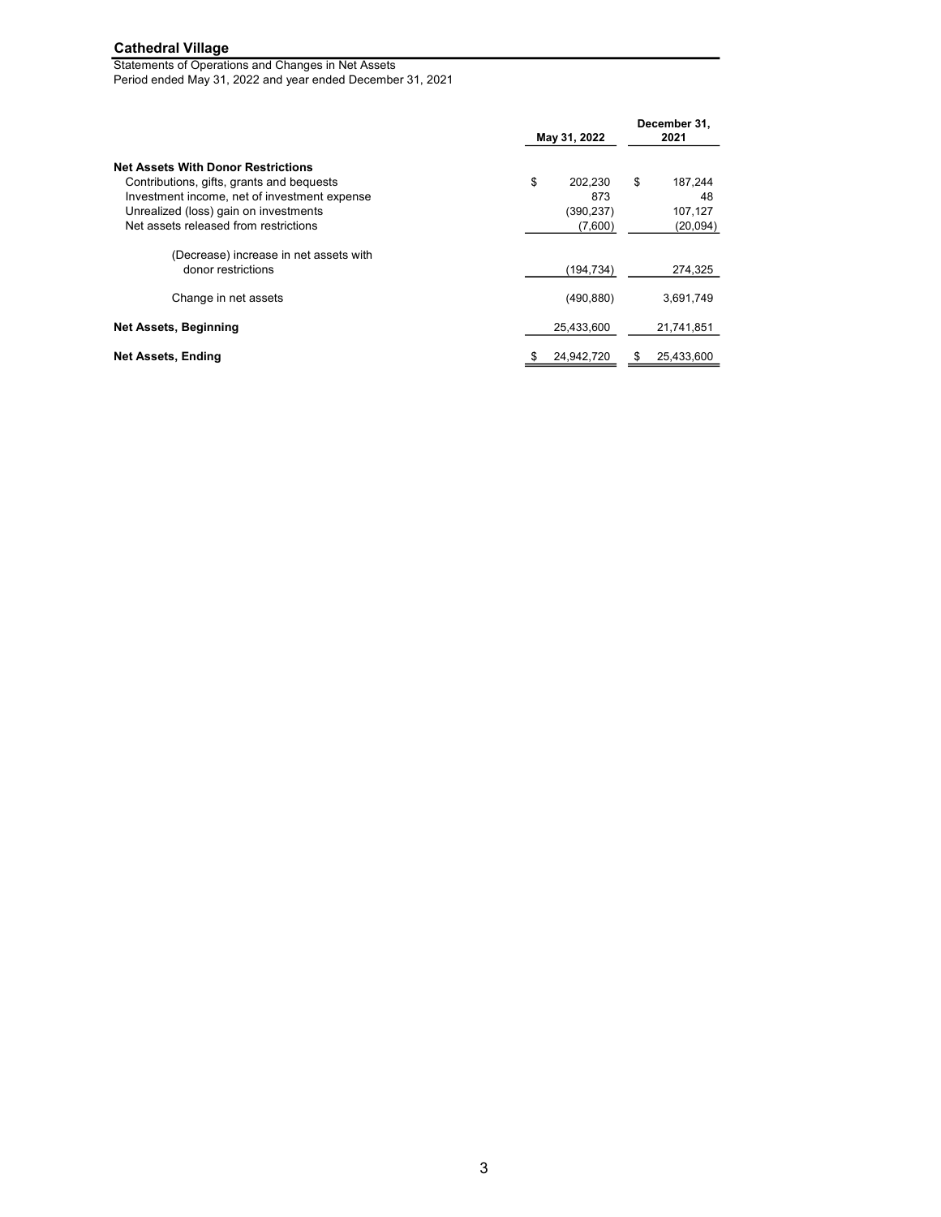**Cathedral Village**

Statements of Operations and Changes in Net Assets
Period ended May 31, 2022 and year ended December 31, 2021

| | May 31, 2022 | December 31, 2021 |
|---|---|---|
| **Net Assets With Donor Restrictions** | | |
| Contributions, gifts, grants and bequests | $ 202,230 | $ 187,244 |
| Investment income, net of investment expense | 873 | 48 |
| Unrealized (loss) gain on investments | (390,237) | 107,127 |
| Net assets released from restrictions | (7,600) | (20,094) |
| (Decrease) increase in net assets with donor restrictions | (194,734) | 274,325 |
| Change in net assets | (490,880) | 3,691,749 |
| **Net Assets, Beginning** | 25,433,600 | 21,741,851 |
| **Net Assets, Ending** | $ 24,942,720 | $ 25,433,600 |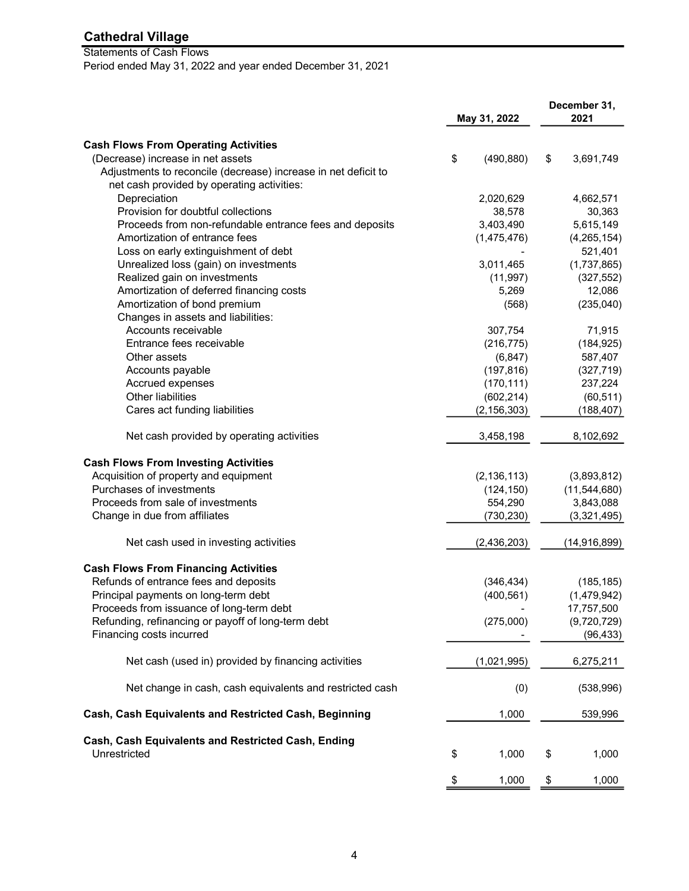# Cathedral Village

Statements of Cash Flows
Period ended May 31, 2022 and year ended December 31, 2021

| | May 31, 2022 | December 31, 2021 |
|---|---|---|
| **Cash Flows From Operating Activities** | | |
| (Decrease) increase in net assets | $ (490,880) | $ 3,691,749 |
| Adjustments to reconcile (decrease) increase in net deficit to net cash provided by operating activities: | | |
| Depreciation | 2,020,629 | 4,662,571 |
| Provision for doubtful collections | 38,578 | 30,363 |
| Proceeds from non-refundable entrance fees and deposits | 3,403,490 | 5,615,149 |
| Amortization of entrance fees | (1,475,476) | (4,265,154) |
| Loss on early extinguishment of debt | - | 521,401 |
| Unrealized loss (gain) on investments | 3,011,465 | (1,737,865) |
| Realized gain on investments | (11,997) | (327,552) |
| Amortization of deferred financing costs | 5,269 | 12,086 |
| Amortization of bond premium | (568) | (235,040) |
| Changes in assets and liabilities: | | |
| Accounts receivable | 307,754 | 71,915 |
| Entrance fees receivable | (216,775) | (184,925) |
| Other assets | (6,847) | 587,407 |
| Accounts payable | (197,816) | (327,719) |
| Accrued expenses | (170,111) | 237,224 |
| Other liabilities | (602,214) | (60,511) |
| Cares act funding liabilities | (2,156,303) | (188,407) |
| Net cash provided by operating activities | 3,458,198 | 8,102,692 |
| **Cash Flows From Investing Activities** | | |
| Acquisition of property and equipment | (2,136,113) | (3,893,812) |
| Purchases of investments | (124,150) | (11,544,680) |
| Proceeds from sale of investments | 554,290 | 3,843,088 |
| Change in due from affiliates | (730,230) | (3,321,495) |
| Net cash used in investing activities | (2,436,203) | (14,916,899) |
| **Cash Flows From Financing Activities** | | |
| Refunds of entrance fees and deposits | (346,434) | (185,185) |
| Principal payments on long-term debt | (400,561) | (1,479,942) |
| Proceeds from issuance of long-term debt | - | 17,757,500 |
| Refunding, refinancing or payoff of long-term debt | (275,000) | (9,720,729) |
| Financing costs incurred | - | (96,433) |
| Net cash (used in) provided by financing activities | (1,021,995) | 6,275,211 |
| Net change in cash, cash equivalents and restricted cash | (0) | (538,996) |
| **Cash, Cash Equivalents and Restricted Cash, Beginning** | 1,000 | 539,996 |
| **Cash, Cash Equivalents and Restricted Cash, Ending** | | |
| Unrestricted | $ 1,000 | $ 1,000 |
| | $ 1,000 | $ 1,000 |